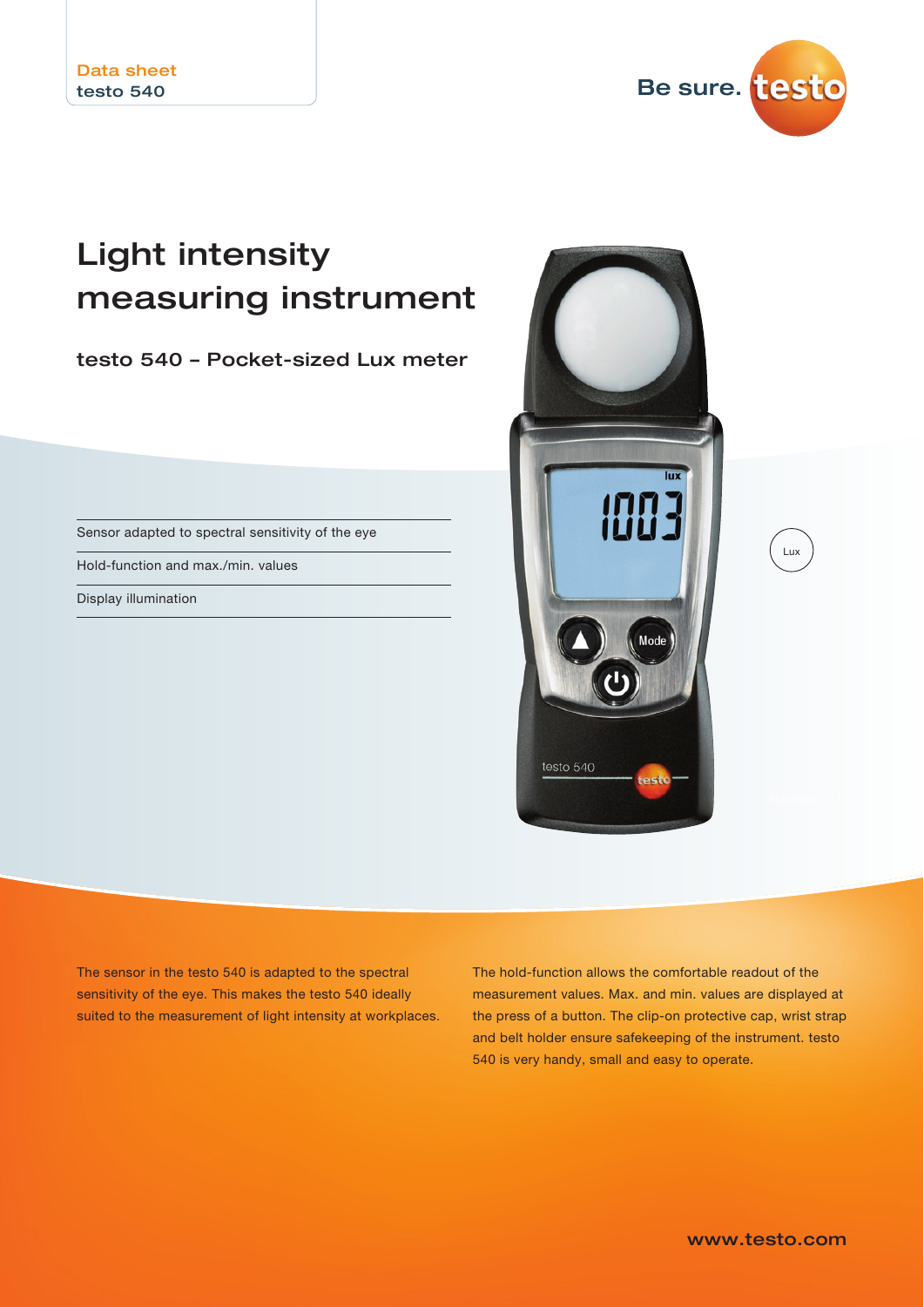Data sheet
testo 540

# Light intensity measuring instrument

## testo 540 – Pocket-sized Lux meter

- Sensor adapted to spectral sensitivity of the eye
- Hold-function and max./min. values
- Display illumination

Lux

The sensor in the testo 540 is adapted to the spectral sensitivity of the eye. This makes the testo 540 ideally suited to the measurement of light intensity at workplaces.

The hold-function allows the comfortable readout of the measurement values. Max. and min. values are displayed at the press of a button. The clip-on protective cap, wrist strap and belt holder ensure safekeeping of the instrument. testo 540 is very handy, small and easy to operate.

www.testo.com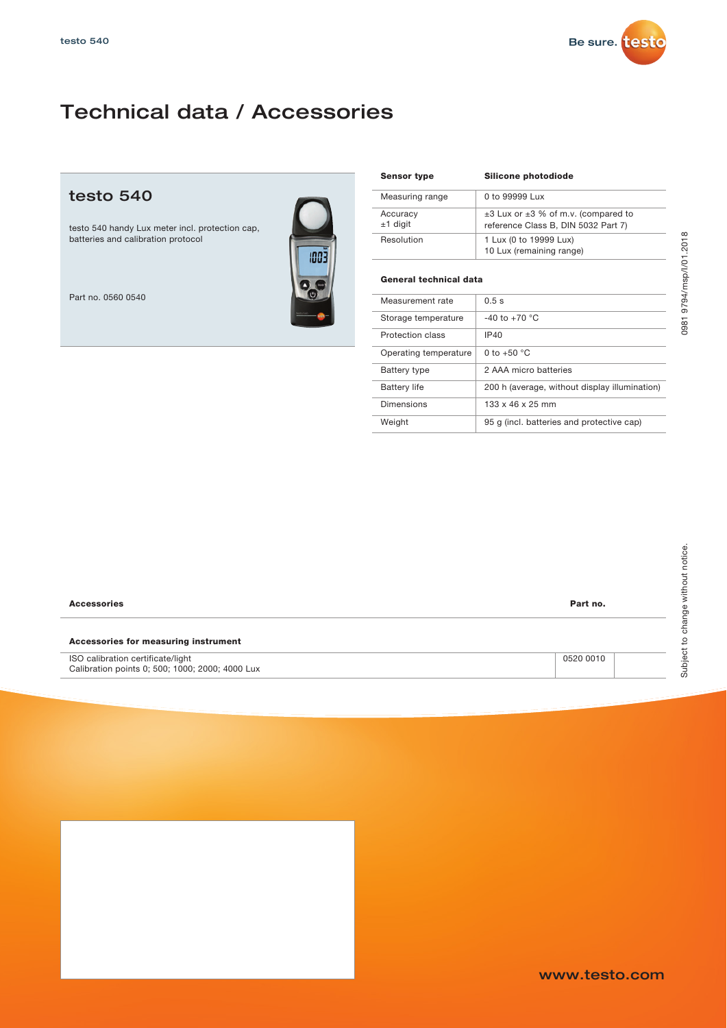# Technical data / Accessories

## testo 540

testo 540 handy Lux meter incl. protection cap, batteries and calibration protocol

Part no. 0560 0540

| Sensor type | Silicone photodiode |
| --- | --- |
| Measuring range | 0 to 99999 Lux |
| Accuracy ±1 digit | ±3 Lux or ±3 % of m.v. (compared to reference Class B, DIN 5032 Part 7) |
| Resolution | 1 Lux (0 to 19999 Lux)<br>10 Lux (remaining range) |

**General technical data**

| | |
| --- | --- |
| Measurement rate | 0.5 s |
| Storage temperature | -40 to +70 °C |
| Protection class | IP40 |
| Operating temperature | 0 to +50 °C |
| Battery type | 2 AAA micro batteries |
| Battery life | 200 h (average, without display illumination) |
| Dimensions | 133 x 46 x 25 mm |
| Weight | 95 g (incl. batteries and protective cap) |

| Accessories | Part no. |
| --- | --- |
| **Accessories for measuring instrument** | |
| ISO calibration certificate/light<br>Calibration points 0; 500; 1000; 2000; 4000 Lux | 0520 0010 |

0981 9794/msp/I/01.2018

Subject to change without notice.

www.testo.com